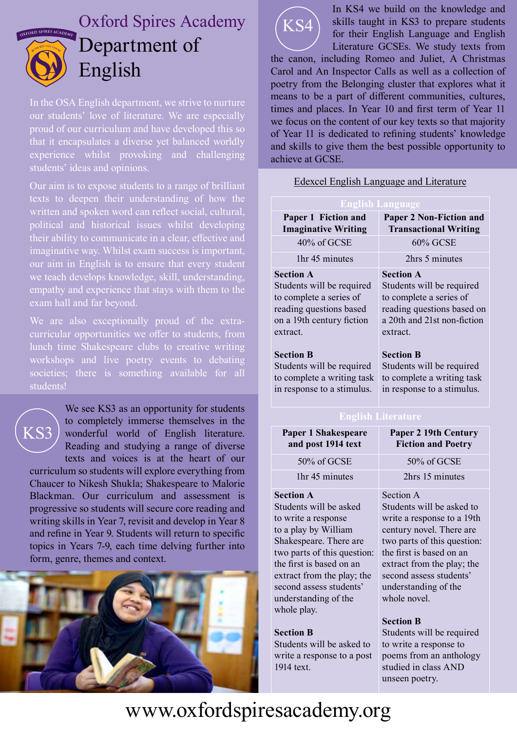# Oxford Spires Academy

## Department of English

In the OSA English department, we strive to nurture our students' love of literature. We are especially proud of our curriculum and have developed this so that it encapsulates a diverse yet balanced worldly experience whilst provoking and challenging students' ideas and opinions.

Our aim is to expose students to a range of brilliant texts to deepen their understanding of how the written and spoken word can reflect social, cultural, political and historical issues whilst developing their ability to communicate in a clear, effective and imaginative way. Whilst exam success is important, our aim in English is to ensure that every student we teach develops knowledge, skill, understanding, empathy and experience that stays with them to the exam hall and far beyond.

We are also exceptionally proud of the extra-curricular opportunities we offer to students, from lunch time Shakespeare clubs to creative writing workshops and live poetry events to debating societies; there is something available for all students!

### KS3

We see KS3 as an opportunity for students to completely immerse themselves in the wonderful world of English literature. Reading and studying a range of diverse texts and voices is at the heart of our curriculum so students will explore everything from Chaucer to Nikesh Shukla; Shakespeare to Malorie Blackman. Our curriculum and assessment is progressive so students will secure core reading and writing skills in Year 7, revisit and develop in Year 8 and refine in Year 9. Students will return to specific topics in Years 7-9, each time delving further into form, genre, themes and context.

### KS4

In KS4 we build on the knowledge and skills taught in KS3 to prepare students for their English Language and English Literature GCSEs. We study texts from the canon, including Romeo and Juliet, A Christmas Carol and An Inspector Calls as well as a collection of poetry from the Belonging cluster that explores what it means to be a part of different communities, cultures, times and places. In Year 10 and first term of Year 11 we focus on the content of our key texts so that majority of Year 11 is dedicated to refining students' knowledge and skills to give them the best possible opportunity to achieve at GCSE.

Edexcel English Language and Literature

**English Language**

| **Paper 1 Fiction and Imaginative Writing** | **Paper 2 Non-Fiction and Transactional Writing** |
|---|---|
| 40% of GCSE | 60% GCSE |
| 1hr 45 minutes | 2hrs 5 minutes |
| **Section A** Students will be required to complete a series of reading questions based on a 19th century fiction extract.<br><br>**Section B** Students will be required to complete a writing task in response to a stimulus. | **Section A** Students will be required to complete a series of reading questions based on a 20th and 21st non-fiction extract.<br><br>**Section B** Students will be required to complete a writing task in response to a stimulus. |

**English Literature**

| **Paper 1 Shakespeare and post 1914 text** | **Paper 2 19th Century Fiction and Poetry** |
|---|---|
| 50% of GCSE | 50% of GCSE |
| 1hr 45 minutes | 2hrs 15 minutes |
| **Section A** Students will be asked to write a response to a play by William Shakespeare. There are two parts of this question: the first is based on an extract from the play; the second assess students' understanding of the whole play.<br><br>**Section B** Students will be asked to write a response to a post 1914 text. | Section A Students will be asked to write a response to a 19th century novel. There are two parts of this question: the first is based on an extract from the play; the second assess students' understanding of the whole novel.<br><br>**Section B** Students will be required to write a response to poems from an anthology studied in class AND unseen poetry. |

www.oxfordspiresacademy.org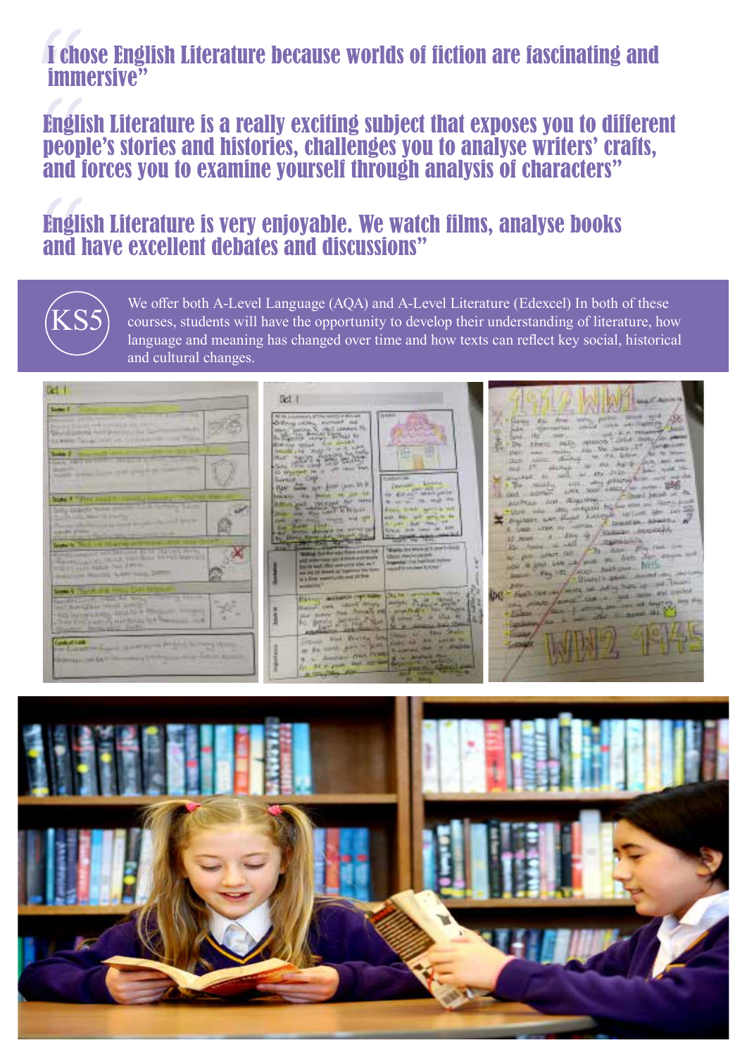"I chose English Literature because worlds of fiction are fascinating and immersive"

"English Literature is a really exciting subject that exposes you to different people's stories and histories, challenges you to analyse writers' crafts, and forces you to examine yourself through analysis of characters"

"English Literature is very enjoyable. We watch films, analyse books and have excellent debates and discussions"

## KS5

We offer both A-Level Language (AQA) and A-Level Literature (Edexcel) In both of these courses, students will have the opportunity to develop their understanding of literature, how language and meaning has changed over time and how texts can reflect key social, historical and cultural changes.